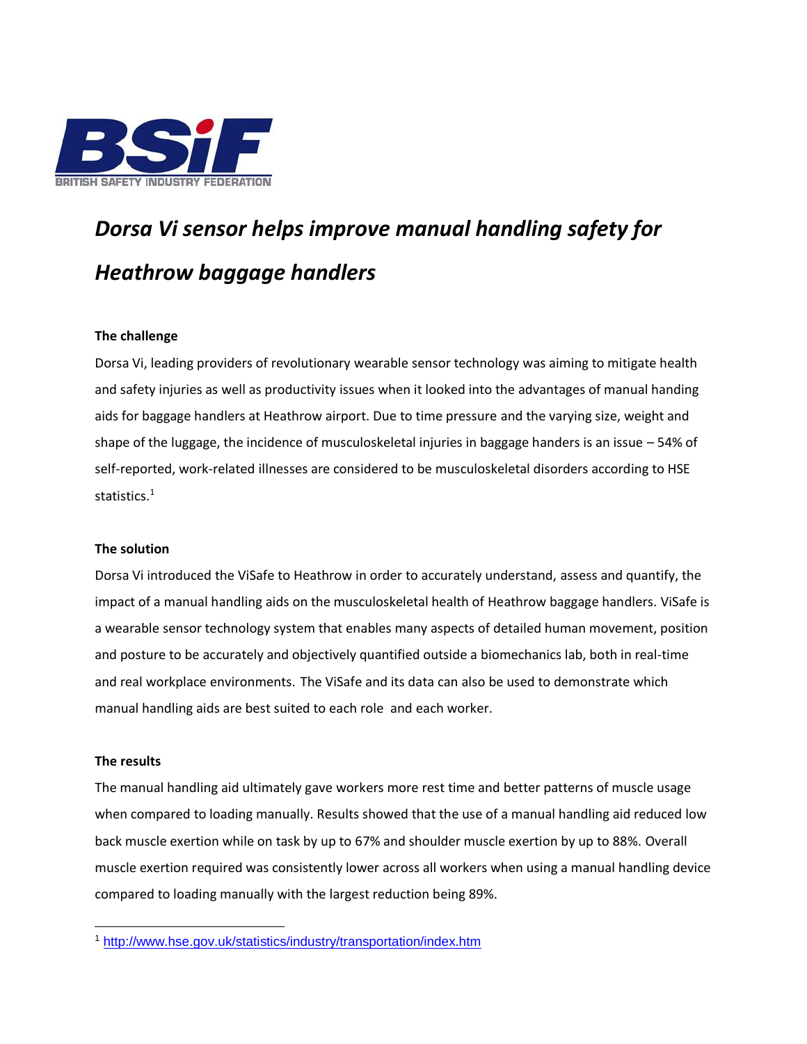BSiF

BRITISH SAFETY INDUSTRY FEDERATION

# *Dorsa Vi sensor helps improve manual handling safety for Heathrow baggage handlers*

**The challenge**

Dorsa Vi, leading providers of revolutionary wearable sensor technology was aiming to mitigate health and safety injuries as well as productivity issues when it looked into the advantages of manual handing aids for baggage handlers at Heathrow airport. Due to time pressure and the varying size, weight and shape of the luggage, the incidence of musculoskeletal injuries in baggage handers is an issue – 54% of self-reported, work-related illnesses are considered to be musculoskeletal disorders according to HSE statistics.[1]

**The solution**

Dorsa Vi introduced the ViSafe to Heathrow in order to accurately understand, assess and quantify, the impact of a manual handling aids on the musculoskeletal health of Heathrow baggage handlers. ViSafe is a wearable sensor technology system that enables many aspects of detailed human movement, position and posture to be accurately and objectively quantified outside a biomechanics lab, both in real-time and real workplace environments. The ViSafe and its data can also be used to demonstrate which manual handling aids are best suited to each role and each worker.

**The results**

The manual handling aid ultimately gave workers more rest time and better patterns of muscle usage when compared to loading manually. Results showed that the use of a manual handling aid reduced low back muscle exertion while on task by up to 67% and shoulder muscle exertion by up to 88%. Overall muscle exertion required was consistently lower across all workers when using a manual handling device compared to loading manually with the largest reduction being 89%.

[1] http://www.hse.gov.uk/statistics/industry/transportation/index.htm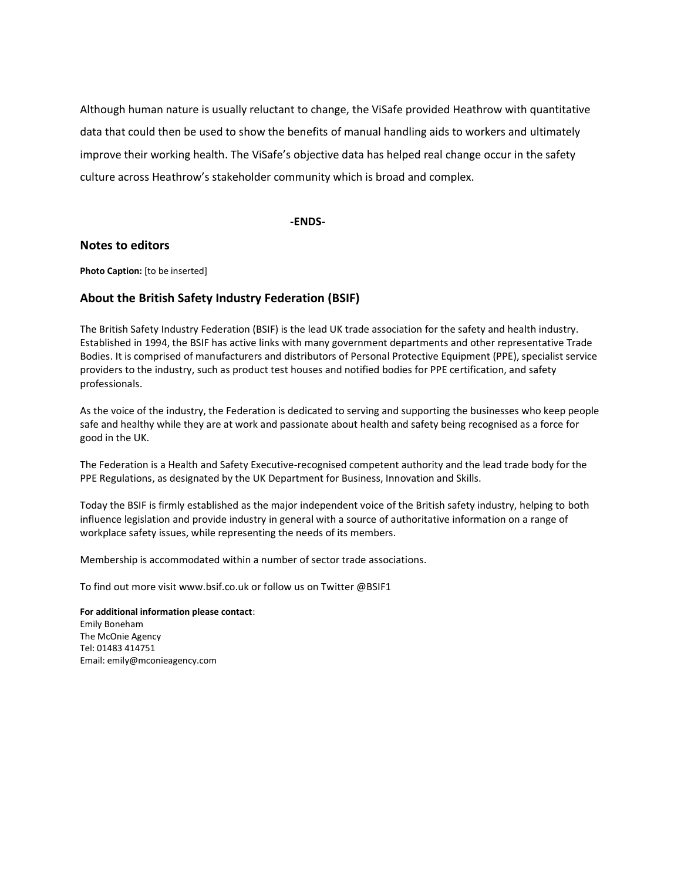Although human nature is usually reluctant to change, the ViSafe provided Heathrow with quantitative data that could then be used to show the benefits of manual handling aids to workers and ultimately improve their working health. The ViSafe's objective data has helped real change occur in the safety culture across Heathrow's stakeholder community which is broad and complex.

**-ENDS-**

## Notes to editors

**Photo Caption:** [to be inserted]

## About the British Safety Industry Federation (BSIF)

The British Safety Industry Federation (BSIF) is the lead UK trade association for the safety and health industry. Established in 1994, the BSIF has active links with many government departments and other representative Trade Bodies. It is comprised of manufacturers and distributors of Personal Protective Equipment (PPE), specialist service providers to the industry, such as product test houses and notified bodies for PPE certification, and safety professionals.

As the voice of the industry, the Federation is dedicated to serving and supporting the businesses who keep people safe and healthy while they are at work and passionate about health and safety being recognised as a force for good in the UK.

The Federation is a Health and Safety Executive-recognised competent authority and the lead trade body for the PPE Regulations, as designated by the UK Department for Business, Innovation and Skills.

Today the BSIF is firmly established as the major independent voice of the British safety industry, helping to both influence legislation and provide industry in general with a source of authoritative information on a range of workplace safety issues, while representing the needs of its members.

Membership is accommodated within a number of sector trade associations.

To find out more visit www.bsif.co.uk or follow us on Twitter @BSIF1

**For additional information please contact**:
Emily Boneham
The McOnie Agency
Tel: 01483 414751
Email: emily@mconieagency.com